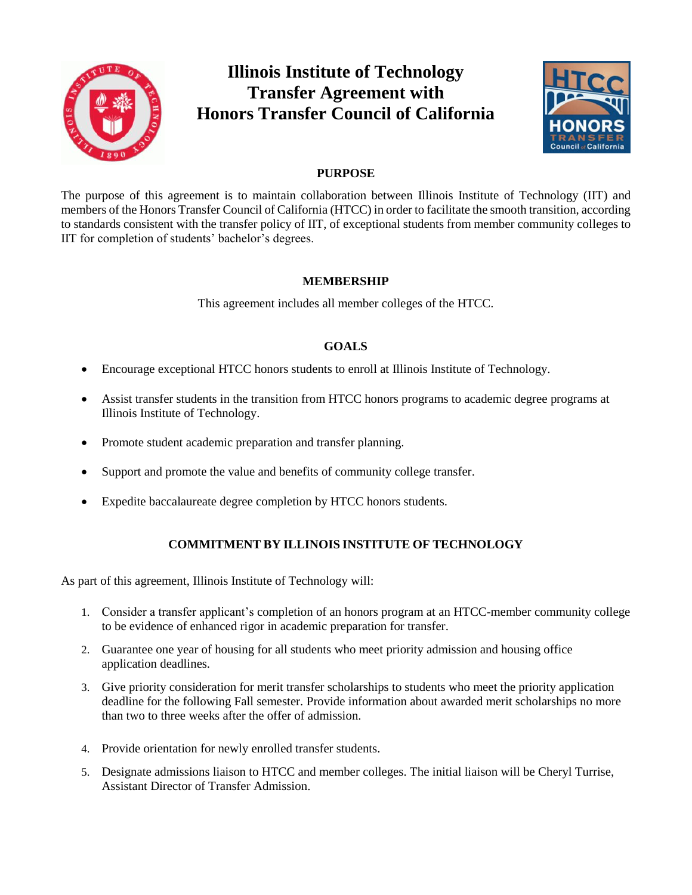# Illinois Institute of Technology Transfer Agreement with Honors Transfer Council of California

## PURPOSE

The purpose of this agreement is to maintain collaboration between Illinois Institute of Technology (IIT) and members of the Honors Transfer Council of California (HTCC) in order to facilitate the smooth transition, according to standards consistent with the transfer policy of IIT, of exceptional students from member community colleges to IIT for completion of students' bachelor's degrees.

## MEMBERSHIP

This agreement includes all member colleges of the HTCC.

## GOALS

- Encourage exceptional HTCC honors students to enroll at Illinois Institute of Technology.
- Assist transfer students in the transition from HTCC honors programs to academic degree programs at Illinois Institute of Technology.
- Promote student academic preparation and transfer planning.
- Support and promote the value and benefits of community college transfer.
- Expedite baccalaureate degree completion by HTCC honors students.

## COMMITMENT BY ILLINOIS INSTITUTE OF TECHNOLOGY

As part of this agreement, Illinois Institute of Technology will:

1. Consider a transfer applicant's completion of an honors program at an HTCC-member community college to be evidence of enhanced rigor in academic preparation for transfer.
2. Guarantee one year of housing for all students who meet priority admission and housing office application deadlines.
3. Give priority consideration for merit transfer scholarships to students who meet the priority application deadline for the following Fall semester. Provide information about awarded merit scholarships no more than two to three weeks after the offer of admission.
4. Provide orientation for newly enrolled transfer students.
5. Designate admissions liaison to HTCC and member colleges. The initial liaison will be Cheryl Turrise, Assistant Director of Transfer Admission.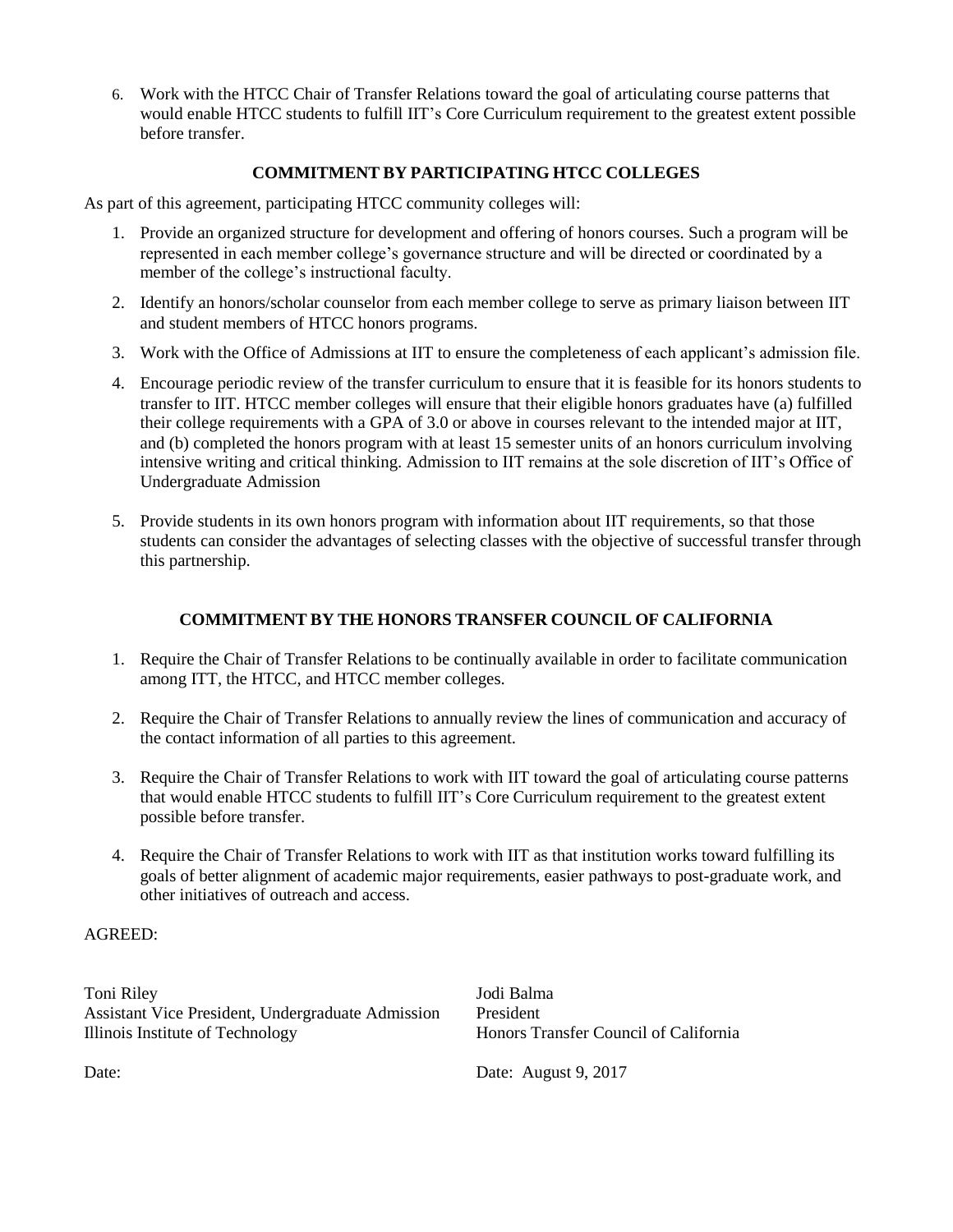6. Work with the HTCC Chair of Transfer Relations toward the goal of articulating course patterns that would enable HTCC students to fulfill IIT's Core Curriculum requirement to the greatest extent possible before transfer.

**COMMITMENT BY PARTICIPATING HTCC COLLEGES**

As part of this agreement, participating HTCC community colleges will:

1. Provide an organized structure for development and offering of honors courses. Such a program will be represented in each member college's governance structure and will be directed or coordinated by a member of the college's instructional faculty.
2. Identify an honors/scholar counselor from each member college to serve as primary liaison between IIT and student members of HTCC honors programs.
3. Work with the Office of Admissions at IIT to ensure the completeness of each applicant's admission file.
4. Encourage periodic review of the transfer curriculum to ensure that it is feasible for its honors students to transfer to IIT. HTCC member colleges will ensure that their eligible honors graduates have (a) fulfilled their college requirements with a GPA of 3.0 or above in courses relevant to the intended major at IIT, and (b) completed the honors program with at least 15 semester units of an honors curriculum involving intensive writing and critical thinking. Admission to IIT remains at the sole discretion of IIT's Office of Undergraduate Admission
5. Provide students in its own honors program with information about IIT requirements, so that those students can consider the advantages of selecting classes with the objective of successful transfer through this partnership.

**COMMITMENT BY THE HONORS TRANSFER COUNCIL OF CALIFORNIA**

1. Require the Chair of Transfer Relations to be continually available in order to facilitate communication among ITT, the HTCC, and HTCC member colleges.
2. Require the Chair of Transfer Relations to annually review the lines of communication and accuracy of the contact information of all parties to this agreement.
3. Require the Chair of Transfer Relations to work with IIT toward the goal of articulating course patterns that would enable HTCC students to fulfill IIT's Core Curriculum requirement to the greatest extent possible before transfer.
4. Require the Chair of Transfer Relations to work with IIT as that institution works toward fulfilling its goals of better alignment of academic major requirements, easier pathways to post-graduate work, and other initiatives of outreach and access.

AGREED:

Toni Riley
Assistant Vice President, Undergraduate Admission
Illinois Institute of Technology

Date:

Jodi Balma
President
Honors Transfer Council of California

Date: August 9, 2017